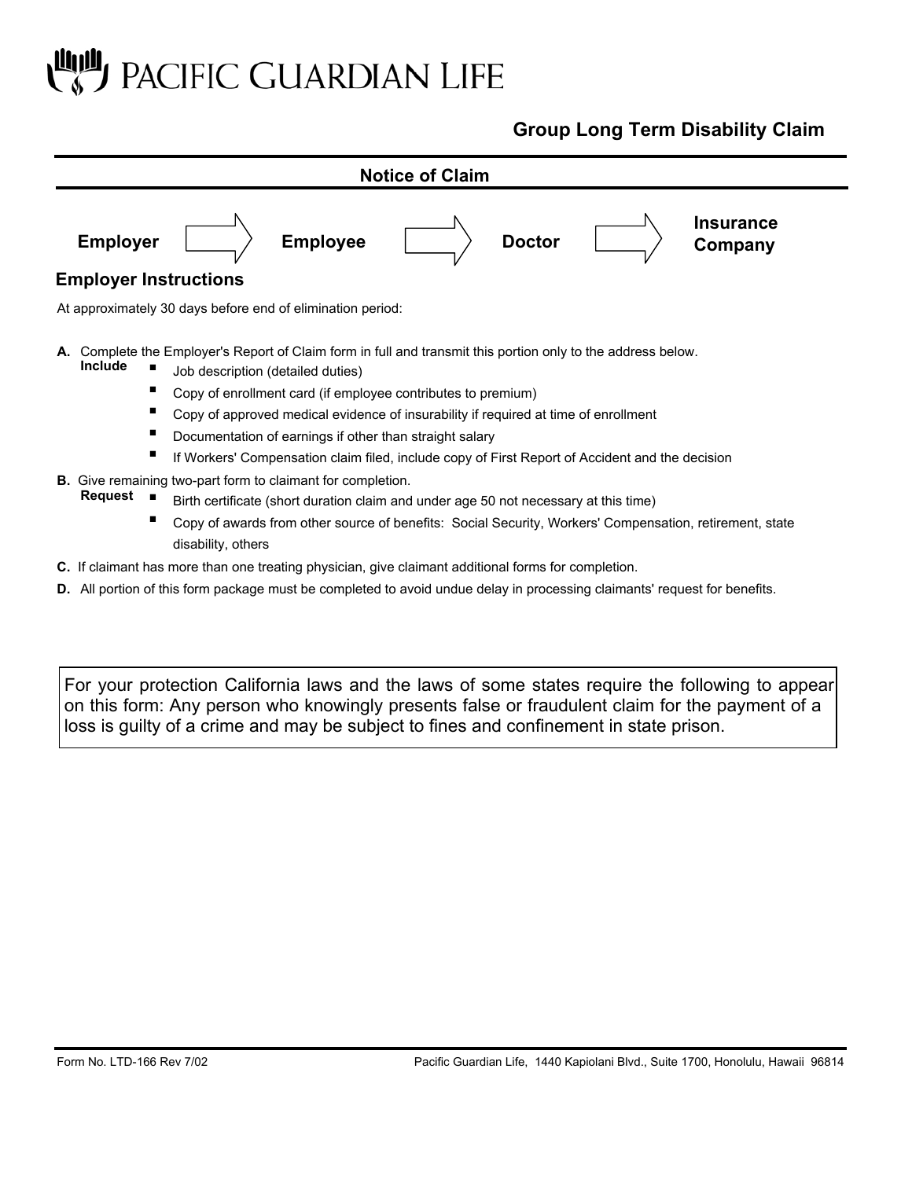# PACIFIC GUARDIAN LIFE

## Group Long Term Disability Claim

### Notice of Claim

**Employer** → **Employee** → **Doctor** → **Insurance Company**

### Employer Instructions

At approximately 30 days before end of elimination period:

**A.** Complete the Employer's Report of Claim form in full and transmit this portion only to the address below.

**Include**

- Job description (detailed duties)
- Copy of enrollment card (if employee contributes to premium)
- Copy of approved medical evidence of insurability if required at time of enrollment
- Documentation of earnings if other than straight salary
- If Workers' Compensation claim filed, include copy of First Report of Accident and the decision

**B.** Give remaining two-part form to claimant for completion.

**Request**

- Birth certificate (short duration claim and under age 50 not necessary at this time)
- Copy of awards from other source of benefits: Social Security, Workers' Compensation, retirement, state disability, others

**C.** If claimant has more than one treating physician, give claimant additional forms for completion.

**D.** All portion of this form package must be completed to avoid undue delay in processing claimants' request for benefits.

For your protection California laws and the laws of some states require the following to appear on this form: Any person who knowingly presents false or fraudulent claim for the payment of a loss is guilty of a crime and may be subject to fines and confinement in state prison.

Form No. LTD-166 Rev 7/02 | Pacific Guardian Life, 1440 Kapiolani Blvd., Suite 1700, Honolulu, Hawaii 96814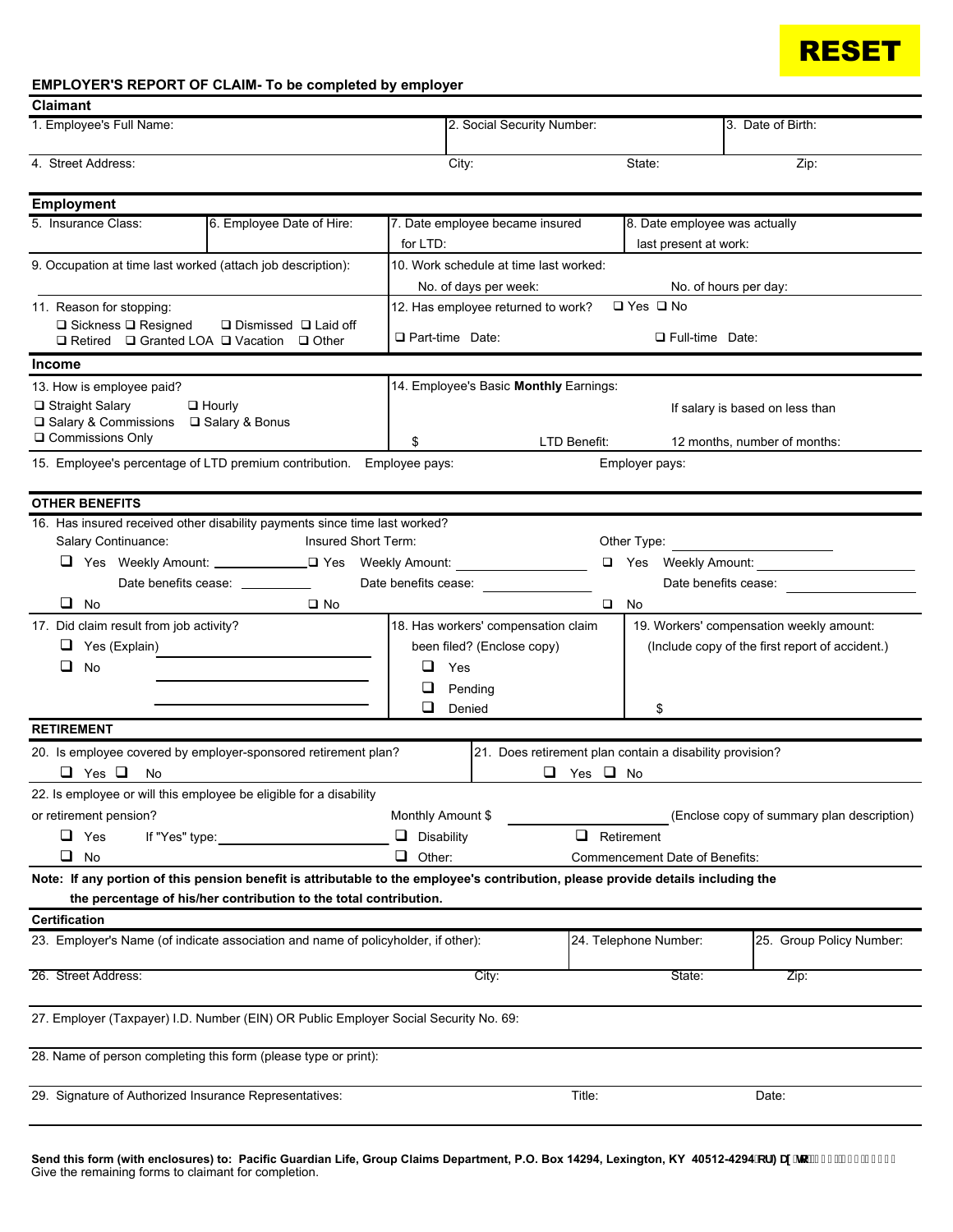RESET

## EMPLOYER'S REPORT OF CLAIM- To be completed by employer

### Claimant

| 1. Employee's Full Name: | 2. Social Security Number: | 3. Date of Birth: |
|---|---|---|

4. Street Address: City: State: Zip:

### Employment

| 5. Insurance Class: | 6. Employee Date of Hire: | 7. Date employee became insured for LTD: | 8. Date employee was actually last present at work: |
|---|---|---|---|

9. Occupation at time last worked (attach job description):

10. Work schedule at time last worked: No. of days per week: No. of hours per day:

11. Reason for stopping:
❑ Sickness ❑ Resigned ❑ Dismissed ❑ Laid off
❑ Retired ❑ Granted LOA ❑ Vacation ❑ Other

12. Has employee returned to work? ❑ Yes ❑ No
❑ Part-time Date: ❑ Full-time Date:

### Income

13. How is employee paid?
❑ Straight Salary ❑ Hourly
❑ Salary & Commissions ❑ Salary & Bonus
❑ Commissions Only

14. Employee's Basic **Monthly** Earnings: $ LTD Benefit: If salary is based on less than 12 months, number of months:

15. Employee's percentage of LTD premium contribution. Employee pays: Employer pays:

### OTHER BENEFITS

16. Has insured received other disability payments since time last worked?

| Salary Continuance: | Insured Short Term: | Other Type: ______________ |
|---|---|---|
| ❑ Yes Weekly Amount: ______________ | ❑ Yes Weekly Amount: ______________ | ❑ Yes Weekly Amount: ______________ |
| Date benefits cease: __________ | Date benefits cease: ______________ | Date benefits cease: ______________ |
| ❑ No | ❑ No | ❑ No |

17. Did claim result from job activity?
❑ Yes (Explain) ______________
❑ No ______________
______________

18. Has workers' compensation claim been filed? (Enclose copy)
❑ Yes
❑ Pending
❑ Denied

19. Workers' compensation weekly amount: (Include copy of the first report of accident.)
$

### RETIREMENT

20. Is employee covered by employer-sponsored retirement plan?
❑ Yes ❑ No

21. Does retirement plan contain a disability provision?
❑ Yes ❑ No

22. Is employee or will this employee be eligible for a disability or retirement pension?
❑ Yes If "Yes" type: ______________
❑ No

Monthly Amount $ ______________ (Enclose copy of summary plan description)
❑ Disability ❑ Retirement
❑ Other: Commencement Date of Benefits:

**Note: If any portion of this pension benefit is attributable to the employee's contribution, please provide details including the the percentage of his/her contribution to the total contribution.**

### Certification

| 23. Employer's Name (of indicate association and name of policyholder, if other): | 24. Telephone Number: | 25. Group Policy Number: |
|---|---|---|

26. Street Address: City: State: Zip:

27. Employer (Taxpayer) I.D. Number (EIN) OR Public Employer Social Security No. 69:

28. Name of person completing this form (please type or print):

29. Signature of Authorized Insurance Representatives: Title: Date:

**Send this form (with enclosures) to: Pacific Guardian Life, Group Claims Department, P.O. Box 14294, Lexington, KY 40512-4294 or fax to**
Give the remaining forms to claimant for completion.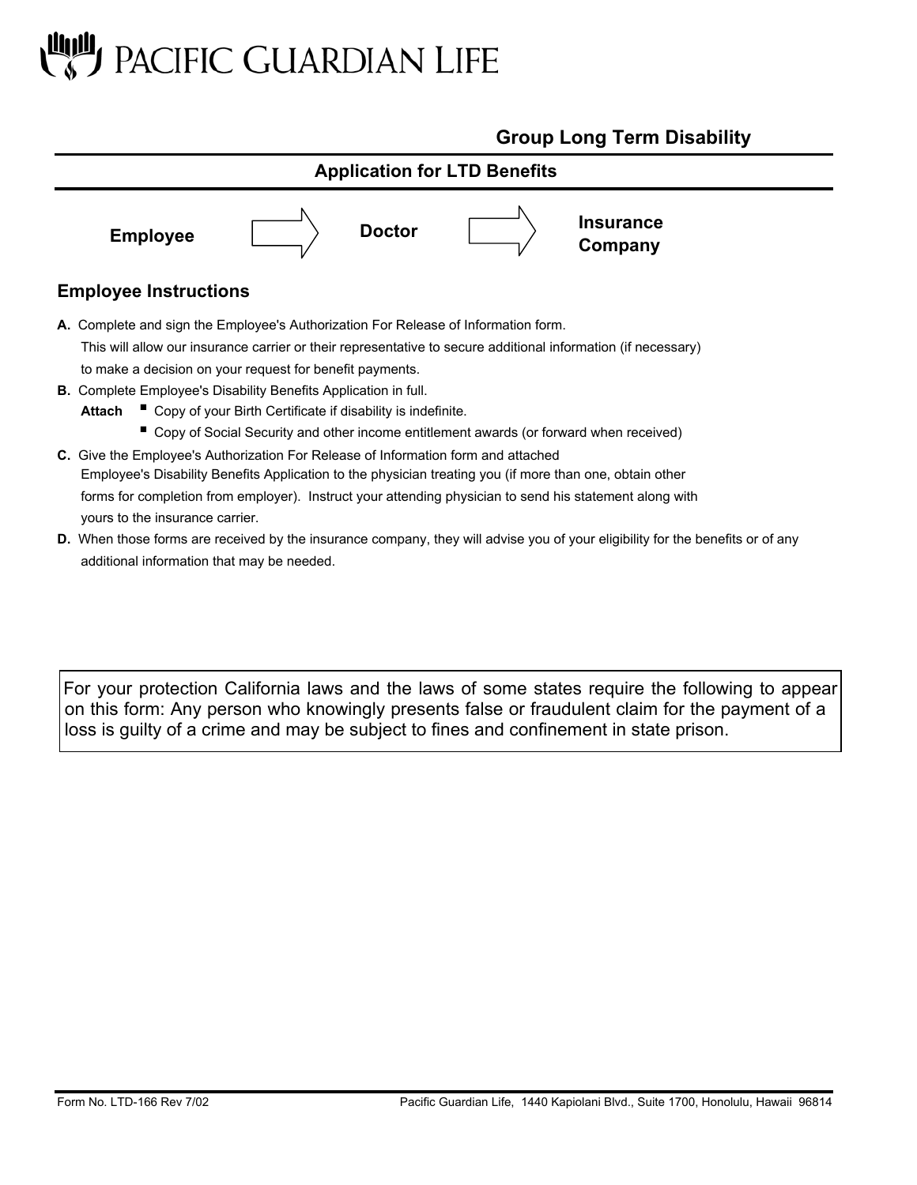# PACIFIC GUARDIAN LIFE

## Group Long Term Disability

## Application for LTD Benefits

**Employee** → **Doctor** → **Insurance Company**

### Employee Instructions

**A.** Complete and sign the Employee's Authorization For Release of Information form.
This will allow our insurance carrier or their representative to secure additional information (if necessary) to make a decision on your request for benefit payments.

**B.** Complete Employee's Disability Benefits Application in full.

**Attach**
- Copy of your Birth Certificate if disability is indefinite.
- Copy of Social Security and other income entitlement awards (or forward when received)

**C.** Give the Employee's Authorization For Release of Information form and attached Employee's Disability Benefits Application to the physician treating you (if more than one, obtain other forms for completion from employer). Instruct your attending physician to send his statement along with yours to the insurance carrier.

**D.** When those forms are received by the insurance company, they will advise you of your eligibility for the benefits or of any additional information that may be needed.

For your protection California laws and the laws of some states require the following to appear on this form: Any person who knowingly presents false or fraudulent claim for the payment of a loss is guilty of a crime and may be subject to fines and confinement in state prison.

Form No. LTD-166 Rev 7/02

Pacific Guardian Life, 1440 Kapiolani Blvd., Suite 1700, Honolulu, Hawaii 96814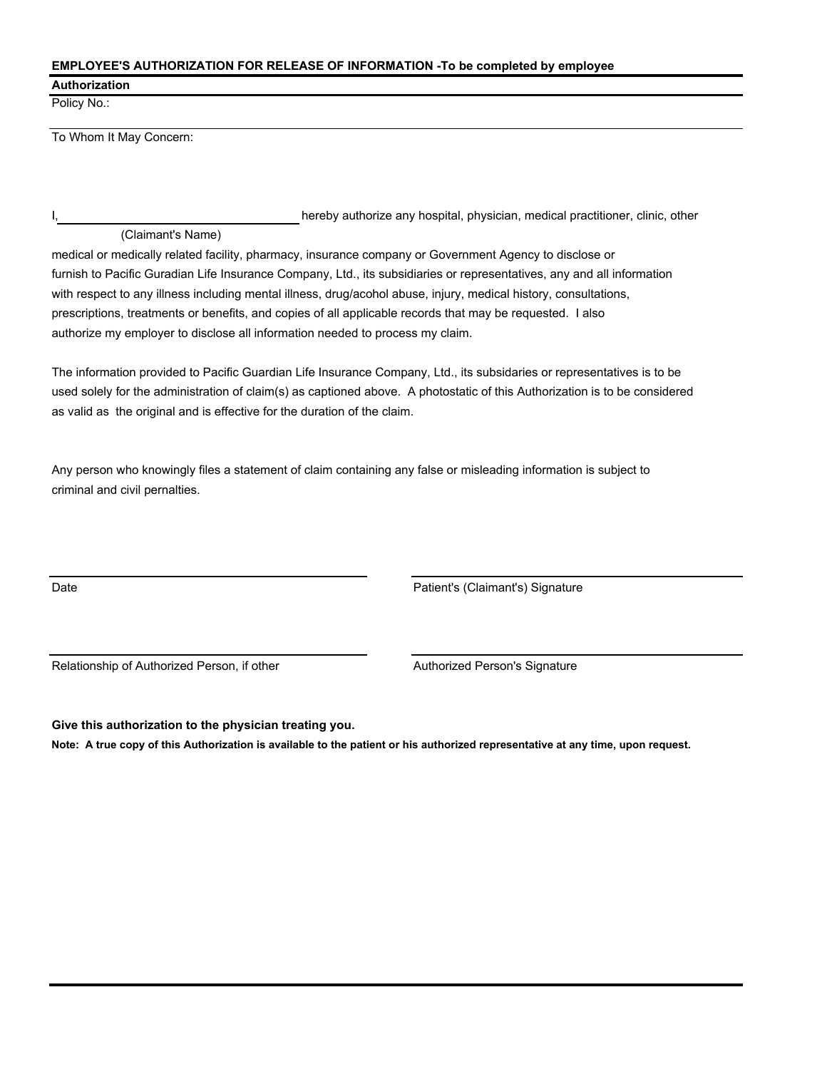**EMPLOYEE'S AUTHORIZATION FOR RELEASE OF INFORMATION -To be completed by employee**

**Authorization**

Policy No.:

To Whom It May Concern:

I, ___________________________________ hereby authorize any hospital, physician, medical practitioner, clinic, other
(Claimant's Name)
medical or medically related facility, pharmacy, insurance company or Government Agency to disclose or furnish to Pacific Guradian Life Insurance Company, Ltd., its subsidiaries or representatives, any and all information with respect to any illness including mental illness, drug/acohol abuse, injury, medical history, consultations, prescriptions, treatments or benefits, and copies of all applicable records that may be requested. I also authorize my employer to disclose all information needed to process my claim.

The information provided to Pacific Guardian Life Insurance Company, Ltd., its subsidiaries or representatives is to be used solely for the administration of claim(s) as captioned above. A photostatic of this Authorization is to be considered as valid as the original and is effective for the duration of the claim.

Any person who knowingly files a statement of claim containing any false or misleading information is subject to criminal and civil pernalties.

___________________________________ Date

___________________________________ Patient's (Claimant's) Signature

___________________________________ Relationship of Authorized Person, if other

___________________________________ Authorized Person's Signature

**Give this authorization to the physician treating you.**

**Note: A true copy of this Authorization is available to the patient or his authorized representative at any time, upon request.**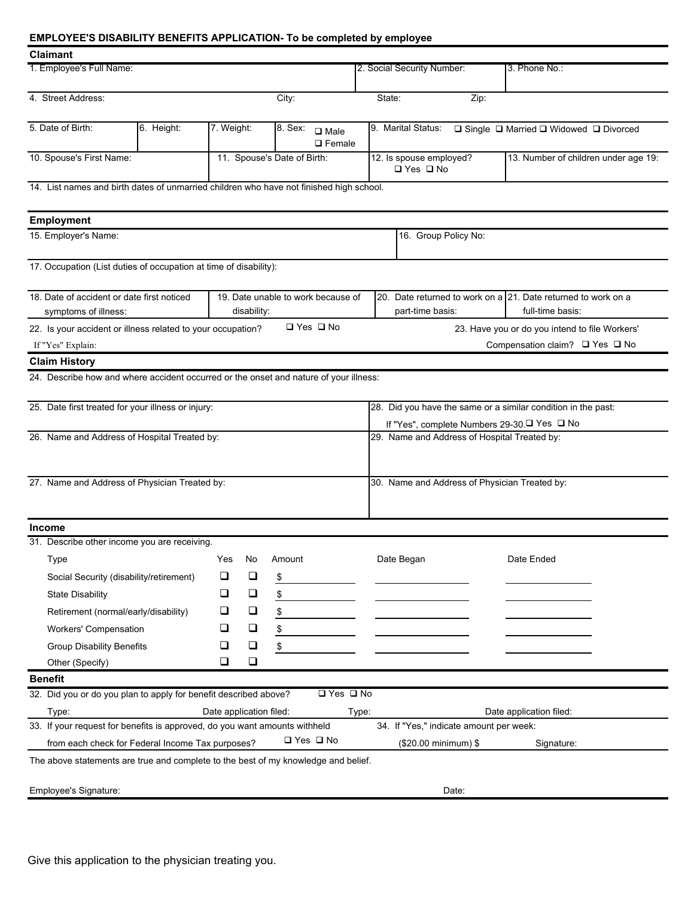## EMPLOYEE'S DISABILITY BENEFITS APPLICATION- To be completed by employee

### Claimant

| 1. Employee's Full Name: | | | | 2. Social Security Number: | 3. Phone No.: |
|---|---|---|---|---|---|
| 4. Street Address: | | City: | State: | Zip: | |
| 5. Date of Birth: | 6. Height: | 7. Weight: | 8. Sex: ❑ Male ❑ Female | 9. Marital Status: ❑ Single ❑ Married ❑ Widowed ❑ Divorced | |
| 10. Spouse's First Name: | | 11. Spouse's Date of Birth: | | 12. Is spouse employed? ❑ Yes ❑ No | 13. Number of children under age 19: |

14. List names and birth dates of unmarried children who have not finished high school.

### Employment

| 15. Employer's Name: | 16. Group Policy No: |
|---|---|

17. Occupation (List duties of occupation at time of disability):

| 18. Date of accident or date first noticed symptoms of illness: | 19. Date unable to work because of disability: | 20. Date returned to work on a part-time basis: | 21. Date returned to work on a full-time basis: |
|---|---|---|---|

22. Is your accident or illness related to your occupation? ❑ Yes ❑ No

If "Yes" Explain:

23. Have you or do you intend to file Workers' Compensation claim? ❑ Yes ❑ No

### Claim History

24. Describe how and where accident occurred or the onset and nature of your illness:

| 25. Date first treated for your illness or injury: | 28. Did you have the same or a similar condition in the past: If "Yes", complete Numbers 29-30. ❑ Yes ❑ No |
|---|---|
| 26. Name and Address of Hospital Treated by: | 29. Name and Address of Hospital Treated by: |
| 27. Name and Address of Physician Treated by: | 30. Name and Address of Physician Treated by: |

### Income

31. Describe other income you are receiving.

| Type | Yes | No | Amount | Date Began | Date Ended |
|---|---|---|---|---|---|
| Social Security (disability/retirement) | ❑ | ❑ | $ | | |
| State Disability | ❑ | ❑ | $ | | |
| Retirement (normal/early/disability) | ❑ | ❑ | $ | | |
| Workers' Compensation | ❑ | ❑ | $ | | |
| Group Disability Benefits | ❑ | ❑ | $ | | |
| Other (Specify) | ❑ | ❑ | | | |

### Benefit

32. Did you or do you plan to apply for benefit described above? ❑ Yes ❑ No

| Type: | Date application filed: | Type: | Date application filed: |
|---|---|---|---|

33. If your request for benefits is approved, do you want amounts withheld from each check for Federal Income Tax purposes? ❑ Yes ❑ No

34. If "Yes," indicate amount per week: ($20.00 minimum) $ Signature:

The above statements are true and complete to the best of my knowledge and belief.

Employee's Signature: Date:

Give this application to the physician treating you.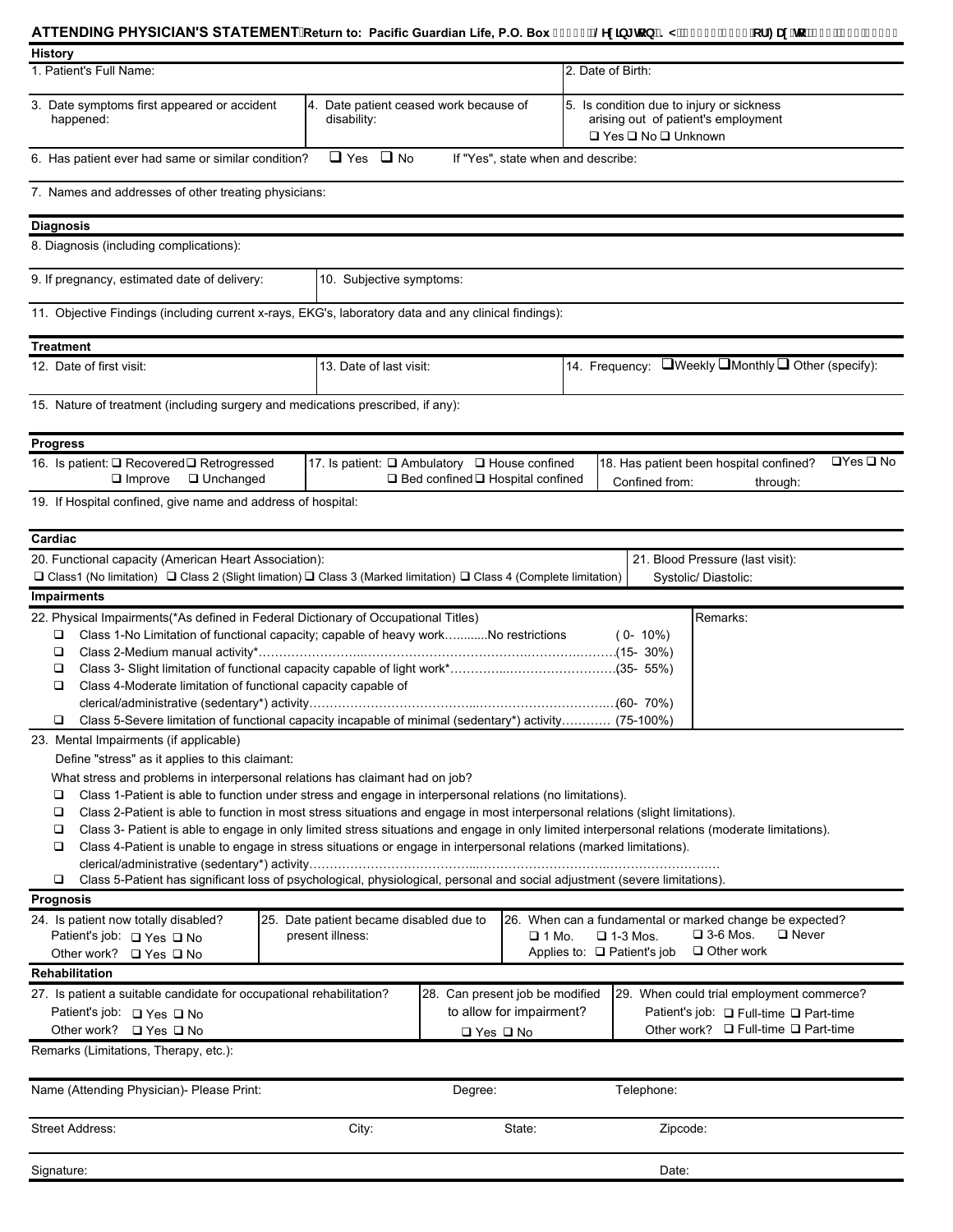# ATTENDING PHYSICIAN'S STATEMENT

Return to: Pacific Guardian Life, P.O. Box ______ / H[LQJWRQ. < ______ RU) D[ WR ______

## History

1. Patient's Full Name:

2. Date of Birth:

3. Date symptoms first appeared or accident happened:

4. Date patient ceased work because of disability:

5. Is condition due to injury or sickness arising out of patient's employment ❑ Yes ❑ No ❑ Unknown

6. Has patient ever had same or similar condition? ❑ Yes ❑ No If "Yes", state when and describe:

7. Names and addresses of other treating physicians:

## Diagnosis

8. Diagnosis (including complications):

9. If pregnancy, estimated date of delivery:

10. Subjective symptoms:

11. Objective Findings (including current x-rays, EKG's, laboratory data and any clinical findings):

## Treatment

12. Date of first visit:

13. Date of last visit:

14. Frequency: ❑ Weekly ❑ Monthly ❑ Other (specify):

15. Nature of treatment (including surgery and medications prescribed, if any):

## Progress

16. Is patient: ❑ Recovered ❑ Retrogressed ❑ Improve ❑ Unchanged

17. Is patient: ❑ Ambulatory ❑ House confined ❑ Bed confined ❑ Hospital confined

18. Has patient been hospital confined? ❑ Yes ❑ No
Confined from: through:

19. If Hospital confined, give name and address of hospital:

## Cardiac

20. Functional capacity (American Heart Association):
❑ Class1 (No limitation) ❑ Class 2 (Slight limation) ❑ Class 3 (Marked limitation) ❑ Class 4 (Complete limitation)

21. Blood Pressure (last visit):
Systolic/ Diastolic:

## Impairments

22. Physical Impairments(*As defined in Federal Dictionary of Occupational Titles)

- ❑ Class 1-No Limitation of functional capacity; capable of heavy work...........No restrictions (0- 10%)
- ❑ Class 2-Medium manual activity*.......................................................................(15- 30%)
- ❑ Class 3- Slight limitation of functional capacity capable of light work*.......................................(35- 55%)
- ❑ Class 4-Moderate limitation of functional capacity capable of clerical/administrative (sedentary*) activity...........................................................................(60- 70%)
- ❑ Class 5-Severe limitation of functional capacity incapable of minimal (sedentary*) activity............ (75-100%)

Remarks:

23. Mental Impairments (if applicable)

Define "stress" as it applies to this claimant:

What stress and problems in interpersonal relations has claimant had on job?

- ❑ Class 1-Patient is able to function under stress and engage in interpersonal relations (no limitations).
- ❑ Class 2-Patient is able to function in most stress situations and engage in most interpersonal relations (slight limitations).
- ❑ Class 3- Patient is able to engage in only limited stress situations and engage in only limited interpersonal relations (moderate limitations).
- ❑ Class 4-Patient is unable to engage in stress situations or engage in interpersonal relations (marked limitations). clerical/administrative (sedentary*) activity...........................................................................
- ❑ Class 5-Patient has significant loss of psychological, physiological, personal and social adjustment (severe limitations).

## Prognosis

24. Is patient now totally disabled?
Patient's job: ❑ Yes ❑ No
Other work? ❑ Yes ❑ No

25. Date patient became disabled due to present illness:

26. When can a fundamental or marked change be expected?
❑ 1 Mo. ❑ 1-3 Mos. ❑ 3-6 Mos. ❑ Never
Applies to: ❑ Patient's job ❑ Other work

## Rehabilitation

27. Is patient a suitable candidate for occupational rehabilitation?
Patient's job: ❑ Yes ❑ No
Other work? ❑ Yes ❑ No

28. Can present job be modified to allow for impairment?
❑ Yes ❑ No

29. When could trial employment commerce?
Patient's job: ❑ Full-time ❑ Part-time
Other work? ❑ Full-time ❑ Part-time

Remarks (Limitations, Therapy, etc.):

Name (Attending Physician)- Please Print: Degree: Telephone:

Street Address: City: State: Zipcode:

Signature: Date: